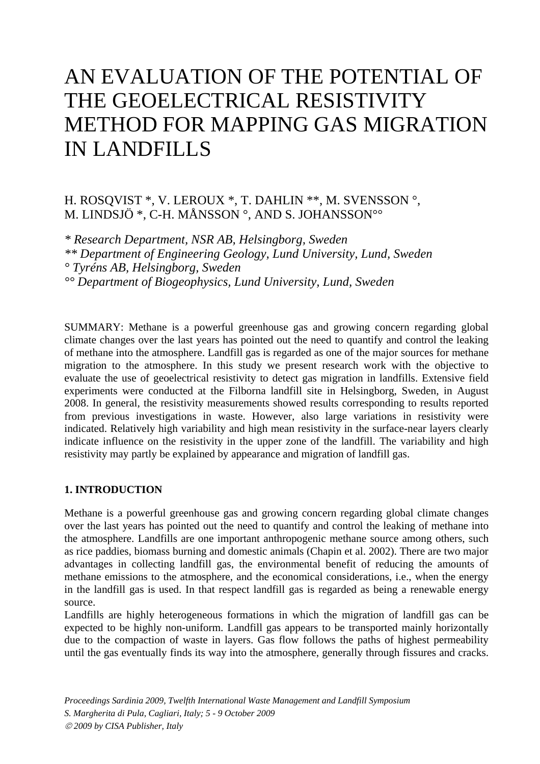# AN EVALUATION OF THE POTENTIAL OF THE GEOELECTRICAL RESISTIVITY METHOD FOR MAPPING GAS MIGRATION IN LANDFILLS

H. ROSQVIST *, V. LEROUX *, T. DAHLIN **, M. SVENSSON °, M. LINDSJÖ *, C-H. MÅNSSON °, AND S. JOHANSSON°°

*\* Research Department, NSR AB, Helsingborg, Sweden*
*\*\* Department of Engineering Geology, Lund University, Lund, Sweden*
*° Tyréns AB, Helsingborg, Sweden*
*°° Department of Biogeophysics, Lund University, Lund, Sweden*

SUMMARY: Methane is a powerful greenhouse gas and growing concern regarding global climate changes over the last years has pointed out the need to quantify and control the leaking of methane into the atmosphere. Landfill gas is regarded as one of the major sources for methane migration to the atmosphere. In this study we present research work with the objective to evaluate the use of geoelectrical resistivity to detect gas migration in landfills. Extensive field experiments were conducted at the Filborna landfill site in Helsingborg, Sweden, in August 2008. In general, the resistivity measurements showed results corresponding to results reported from previous investigations in waste. However, also large variations in resistivity were indicated. Relatively high variability and high mean resistivity in the surface-near layers clearly indicate influence on the resistivity in the upper zone of the landfill. The variability and high resistivity may partly be explained by appearance and migration of landfill gas.

## 1. INTRODUCTION

Methane is a powerful greenhouse gas and growing concern regarding global climate changes over the last years has pointed out the need to quantify and control the leaking of methane into the atmosphere. Landfills are one important anthropogenic methane source among others, such as rice paddies, biomass burning and domestic animals (Chapin et al. 2002). There are two major advantages in collecting landfill gas, the environmental benefit of reducing the amounts of methane emissions to the atmosphere, and the economical considerations, i.e., when the energy in the landfill gas is used. In that respect landfill gas is regarded as being a renewable energy source.

Landfills are highly heterogeneous formations in which the migration of landfill gas can be expected to be highly non-uniform. Landfill gas appears to be transported mainly horizontally due to the compaction of waste in layers. Gas flow follows the paths of highest permeability until the gas eventually finds its way into the atmosphere, generally through fissures and cracks.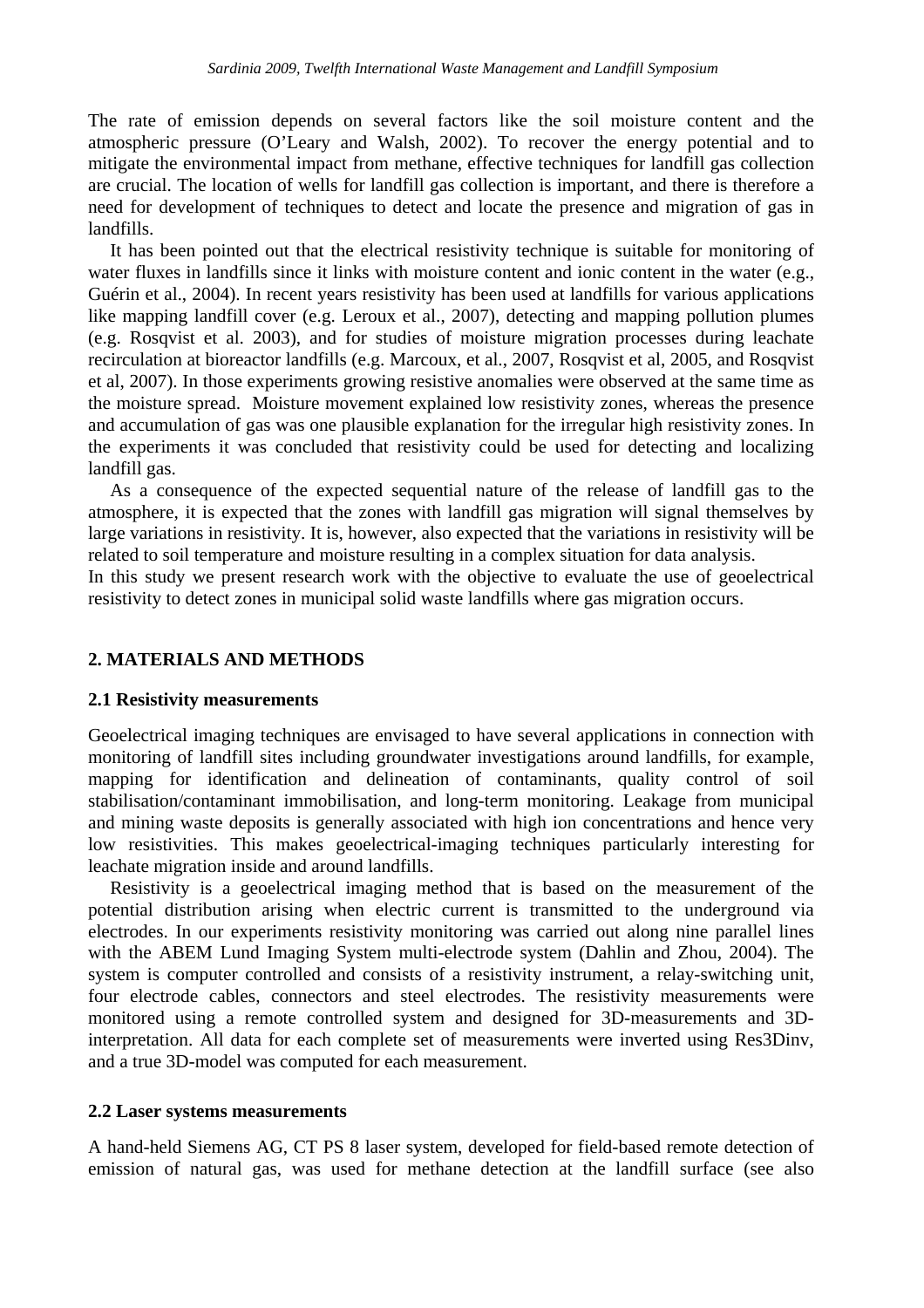The rate of emission depends on several factors like the soil moisture content and the atmospheric pressure (O'Leary and Walsh, 2002). To recover the energy potential and to mitigate the environmental impact from methane, effective techniques for landfill gas collection are crucial. The location of wells for landfill gas collection is important, and there is therefore a need for development of techniques to detect and locate the presence and migration of gas in landfills.

It has been pointed out that the electrical resistivity technique is suitable for monitoring of water fluxes in landfills since it links with moisture content and ionic content in the water (e.g., Guérin et al., 2004). In recent years resistivity has been used at landfills for various applications like mapping landfill cover (e.g. Leroux et al., 2007), detecting and mapping pollution plumes (e.g. Rosqvist et al. 2003), and for studies of moisture migration processes during leachate recirculation at bioreactor landfills (e.g. Marcoux, et al., 2007, Rosqvist et al, 2005, and Rosqvist et al, 2007). In those experiments growing resistive anomalies were observed at the same time as the moisture spread. Moisture movement explained low resistivity zones, whereas the presence and accumulation of gas was one plausible explanation for the irregular high resistivity zones. In the experiments it was concluded that resistivity could be used for detecting and localizing landfill gas.

As a consequence of the expected sequential nature of the release of landfill gas to the atmosphere, it is expected that the zones with landfill gas migration will signal themselves by large variations in resistivity. It is, however, also expected that the variations in resistivity will be related to soil temperature and moisture resulting in a complex situation for data analysis.

In this study we present research work with the objective to evaluate the use of geoelectrical resistivity to detect zones in municipal solid waste landfills where gas migration occurs.

## 2. MATERIALS AND METHODS

### 2.1 Resistivity measurements

Geoelectrical imaging techniques are envisaged to have several applications in connection with monitoring of landfill sites including groundwater investigations around landfills, for example, mapping for identification and delineation of contaminants, quality control of soil stabilisation/contaminant immobilisation, and long-term monitoring. Leakage from municipal and mining waste deposits is generally associated with high ion concentrations and hence very low resistivities. This makes geoelectrical-imaging techniques particularly interesting for leachate migration inside and around landfills.

Resistivity is a geoelectrical imaging method that is based on the measurement of the potential distribution arising when electric current is transmitted to the underground via electrodes. In our experiments resistivity monitoring was carried out along nine parallel lines with the ABEM Lund Imaging System multi-electrode system (Dahlin and Zhou, 2004). The system is computer controlled and consists of a resistivity instrument, a relay-switching unit, four electrode cables, connectors and steel electrodes. The resistivity measurements were monitored using a remote controlled system and designed for 3D-measurements and 3D-interpretation. All data for each complete set of measurements were inverted using Res3Dinv, and a true 3D-model was computed for each measurement.

### 2.2 Laser systems measurements

A hand-held Siemens AG, CT PS 8 laser system, developed for field-based remote detection of emission of natural gas, was used for methane detection at the landfill surface (see also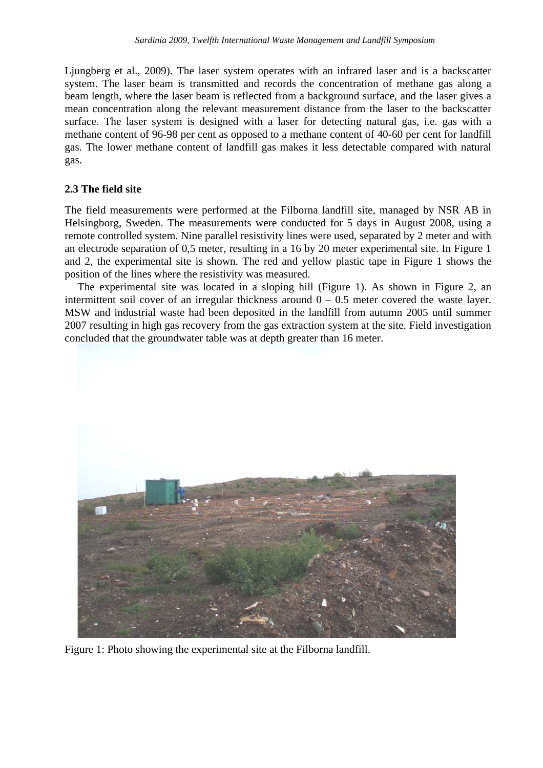Ljungberg et al., 2009). The laser system operates with an infrared laser and is a backscatter system. The laser beam is transmitted and records the concentration of methane gas along a beam length, where the laser beam is reflected from a background surface, and the laser gives a mean concentration along the relevant measurement distance from the laser to the backscatter surface. The laser system is designed with a laser for detecting natural gas, i.e. gas with a methane content of 96-98 per cent as opposed to a methane content of 40-60 per cent for landfill gas. The lower methane content of landfill gas makes it less detectable compared with natural gas.

### 2.3 The field site

The field measurements were performed at the Filborna landfill site, managed by NSR AB in Helsingborg, Sweden. The measurements were conducted for 5 days in August 2008, using a remote controlled system. Nine parallel resistivity lines were used, separated by 2 meter and with an electrode separation of 0,5 meter, resulting in a 16 by 20 meter experimental site. In Figure 1 and 2, the experimental site is shown. The red and yellow plastic tape in Figure 1 shows the position of the lines where the resistivity was measured.

The experimental site was located in a sloping hill (Figure 1). As shown in Figure 2, an intermittent soil cover of an irregular thickness around 0 – 0.5 meter covered the waste layer. MSW and industrial waste had been deposited in the landfill from autumn 2005 until summer 2007 resulting in high gas recovery from the gas extraction system at the site. Field investigation concluded that the groundwater table was at depth greater than 16 meter.

Figure 1: Photo showing the experimental site at the Filborna landfill.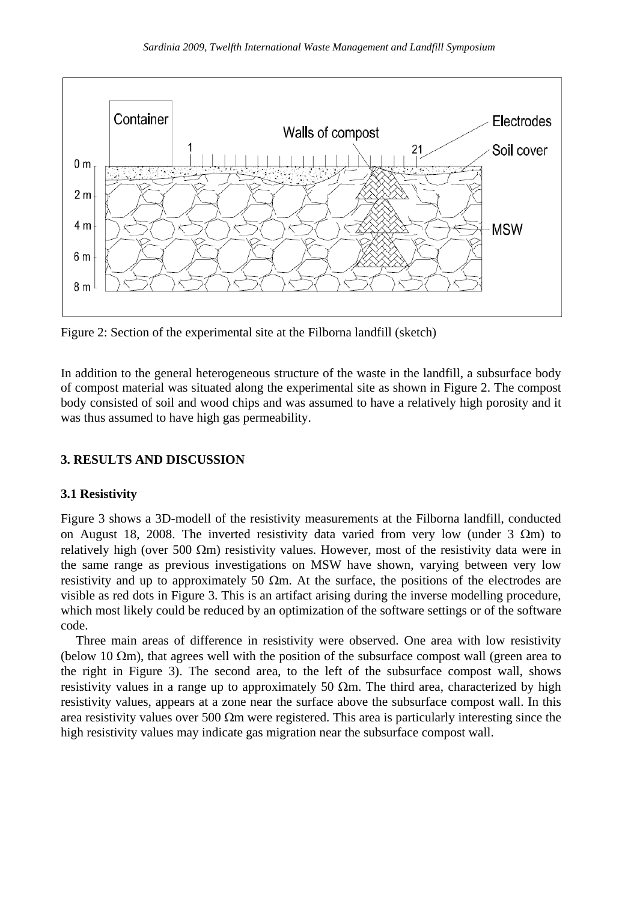Figure 2: Section of the experimental site at the Filborna landfill (sketch)

In addition to the general heterogeneous structure of the waste in the landfill, a subsurface body of compost material was situated along the experimental site as shown in Figure 2. The compost body consisted of soil and wood chips and was assumed to have a relatively high porosity and it was thus assumed to have high gas permeability.

## 3. RESULTS AND DISCUSSION

### 3.1 Resistivity

Figure 3 shows a 3D-modell of the resistivity measurements at the Filborna landfill, conducted on August 18, 2008. The inverted resistivity data varied from very low (under 3 $\Omega$m) to relatively high (over 500 $\Omega$m) resistivity values. However, most of the resistivity data were in the same range as previous investigations on MSW have shown, varying between very low resistivity and up to approximately 50 $\Omega$m. At the surface, the positions of the electrodes are visible as red dots in Figure 3. This is an artifact arising during the inverse modelling procedure, which most likely could be reduced by an optimization of the software settings or of the software code.

Three main areas of difference in resistivity were observed. One area with low resistivity (below 10 $\Omega$m), that agrees well with the position of the subsurface compost wall (green area to the right in Figure 3). The second area, to the left of the subsurface compost wall, shows resistivity values in a range up to approximately 50 $\Omega$m. The third area, characterized by high resistivity values, appears at a zone near the surface above the subsurface compost wall. In this area resistivity values over 500 $\Omega$m were registered. This area is particularly interesting since the high resistivity values may indicate gas migration near the subsurface compost wall.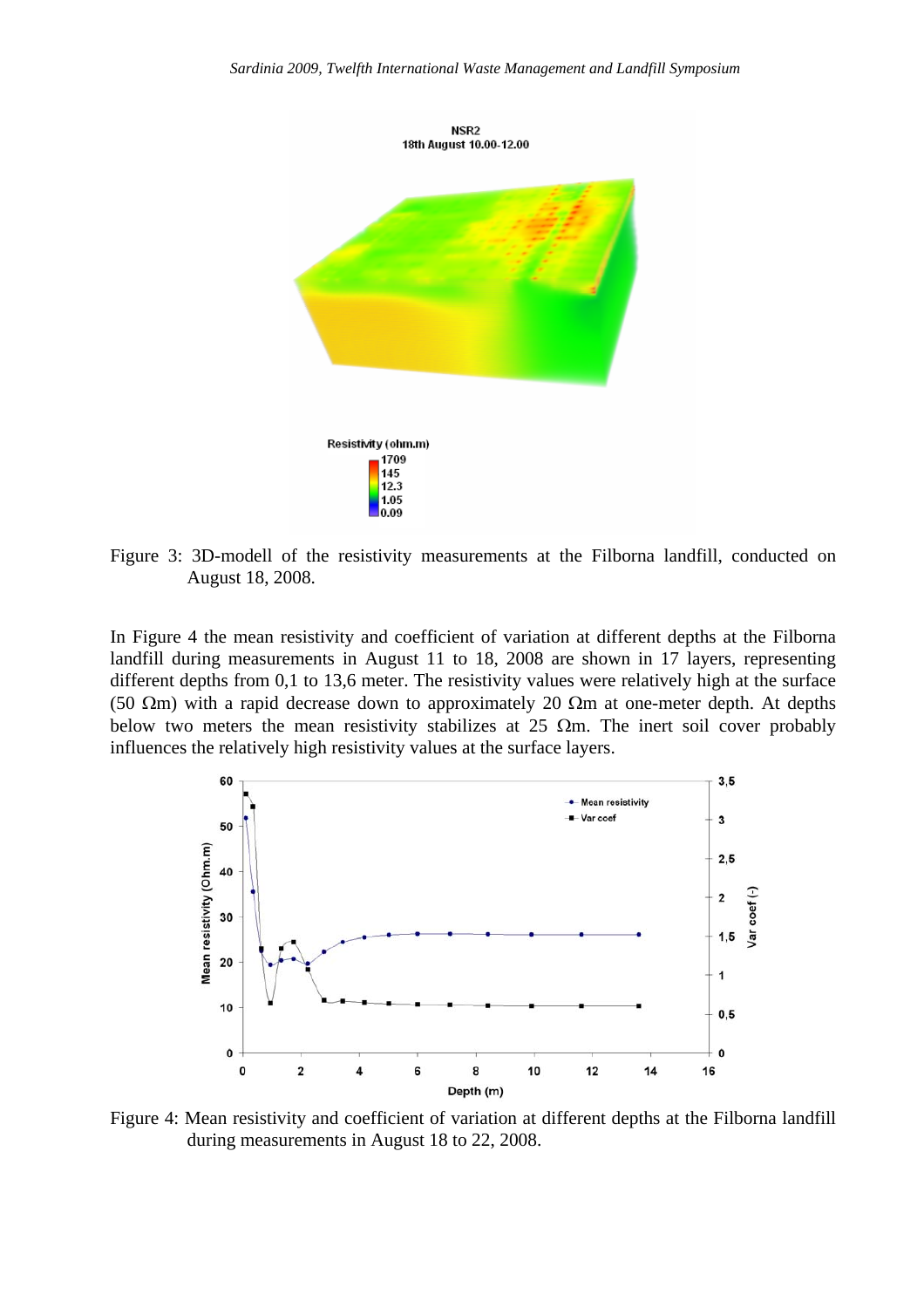Figure 3: 3D-modell of the resistivity measurements at the Filborna landfill, conducted on August 18, 2008.

In Figure 4 the mean resistivity and coefficient of variation at different depths at the Filborna landfill during measurements in August 11 to 18, 2008 are shown in 17 layers, representing different depths from 0,1 to 13,6 meter. The resistivity values were relatively high at the surface (50 Ωm) with a rapid decrease down to approximately 20 Ωm at one-meter depth. At depths below two meters the mean resistivity stabilizes at 25 Ωm. The inert soil cover probably influences the relatively high resistivity values at the surface layers.

Figure 4: Mean resistivity and coefficient of variation at different depths at the Filborna landfill during measurements in August 18 to 22, 2008.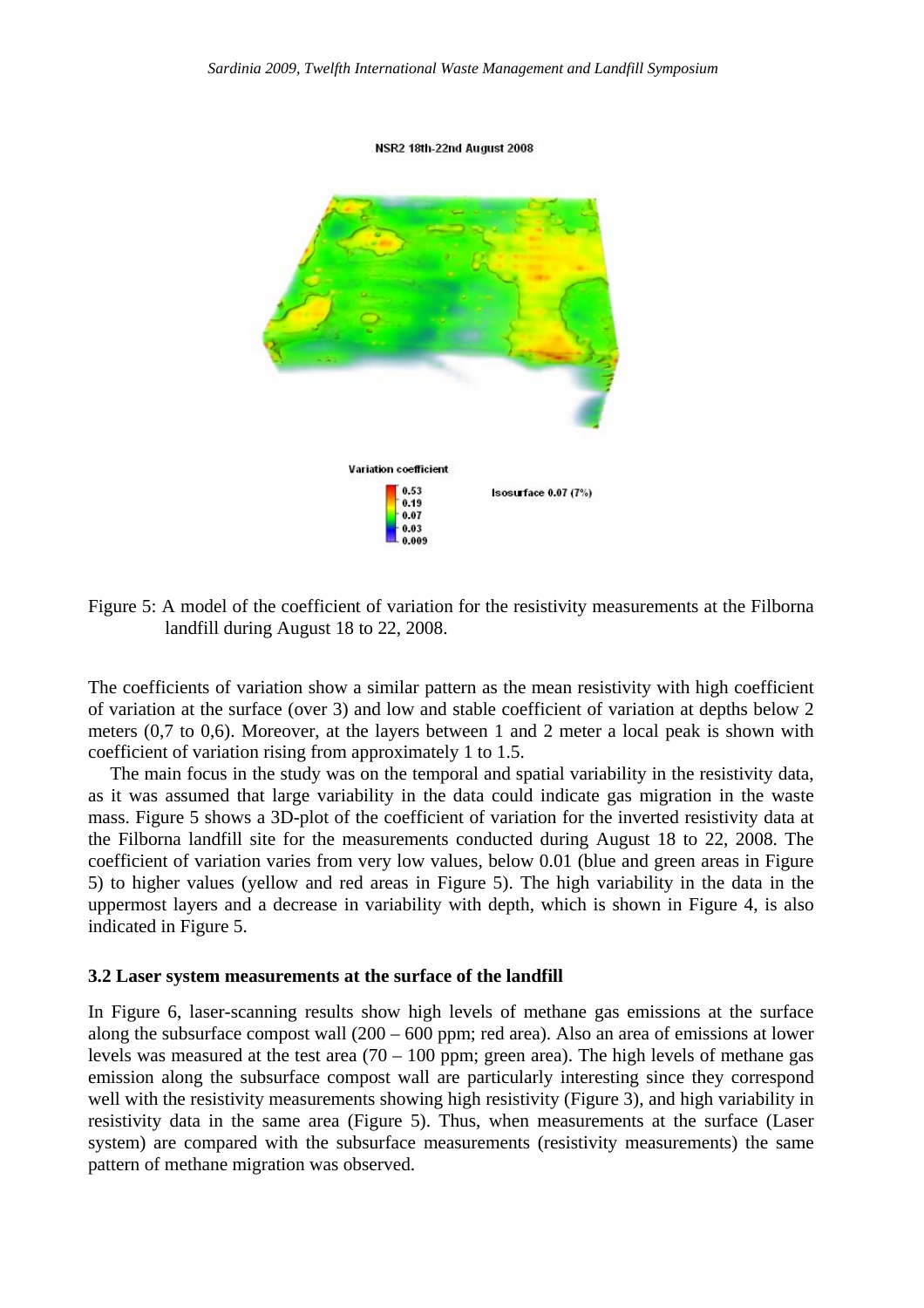Figure 5: A model of the coefficient of variation for the resistivity measurements at the Filborna landfill during August 18 to 22, 2008.

The coefficients of variation show a similar pattern as the mean resistivity with high coefficient of variation at the surface (over 3) and low and stable coefficient of variation at depths below 2 meters (0,7 to 0,6). Moreover, at the layers between 1 and 2 meter a local peak is shown with coefficient of variation rising from approximately 1 to 1.5.

The main focus in the study was on the temporal and spatial variability in the resistivity data, as it was assumed that large variability in the data could indicate gas migration in the waste mass. Figure 5 shows a 3D-plot of the coefficient of variation for the inverted resistivity data at the Filborna landfill site for the measurements conducted during August 18 to 22, 2008. The coefficient of variation varies from very low values, below 0.01 (blue and green areas in Figure 5) to higher values (yellow and red areas in Figure 5). The high variability in the data in the uppermost layers and a decrease in variability with depth, which is shown in Figure 4, is also indicated in Figure 5.

### 3.2 Laser system measurements at the surface of the landfill

In Figure 6, laser-scanning results show high levels of methane gas emissions at the surface along the subsurface compost wall (200 – 600 ppm; red area). Also an area of emissions at lower levels was measured at the test area (70 – 100 ppm; green area). The high levels of methane gas emission along the subsurface compost wall are particularly interesting since they correspond well with the resistivity measurements showing high resistivity (Figure 3), and high variability in resistivity data in the same area (Figure 5). Thus, when measurements at the surface (Laser system) are compared with the subsurface measurements (resistivity measurements) the same pattern of methane migration was observed.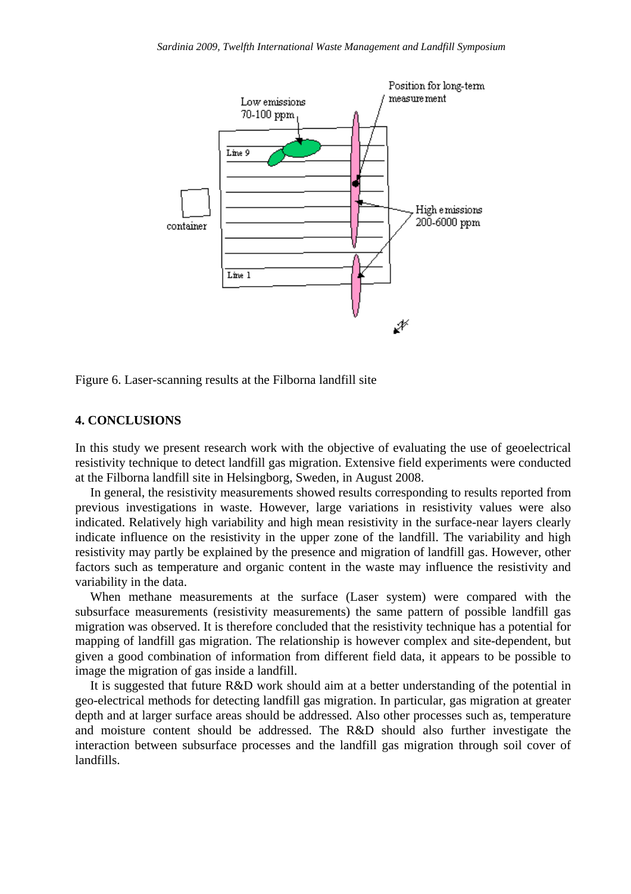Figure 6. Laser-scanning results at the Filborna landfill site

## 4. CONCLUSIONS

In this study we present research work with the objective of evaluating the use of geoelectrical resistivity technique to detect landfill gas migration. Extensive field experiments were conducted at the Filborna landfill site in Helsingborg, Sweden, in August 2008.

In general, the resistivity measurements showed results corresponding to results reported from previous investigations in waste. However, large variations in resistivity values were also indicated. Relatively high variability and high mean resistivity in the surface-near layers clearly indicate influence on the resistivity in the upper zone of the landfill. The variability and high resistivity may partly be explained by the presence and migration of landfill gas. However, other factors such as temperature and organic content in the waste may influence the resistivity and variability in the data.

When methane measurements at the surface (Laser system) were compared with the subsurface measurements (resistivity measurements) the same pattern of possible landfill gas migration was observed. It is therefore concluded that the resistivity technique has a potential for mapping of landfill gas migration. The relationship is however complex and site-dependent, but given a good combination of information from different field data, it appears to be possible to image the migration of gas inside a landfill.

It is suggested that future R&D work should aim at a better understanding of the potential in geo-electrical methods for detecting landfill gas migration. In particular, gas migration at greater depth and at larger surface areas should be addressed. Also other processes such as, temperature and moisture content should be addressed. The R&D should also further investigate the interaction between subsurface processes and the landfill gas migration through soil cover of landfills.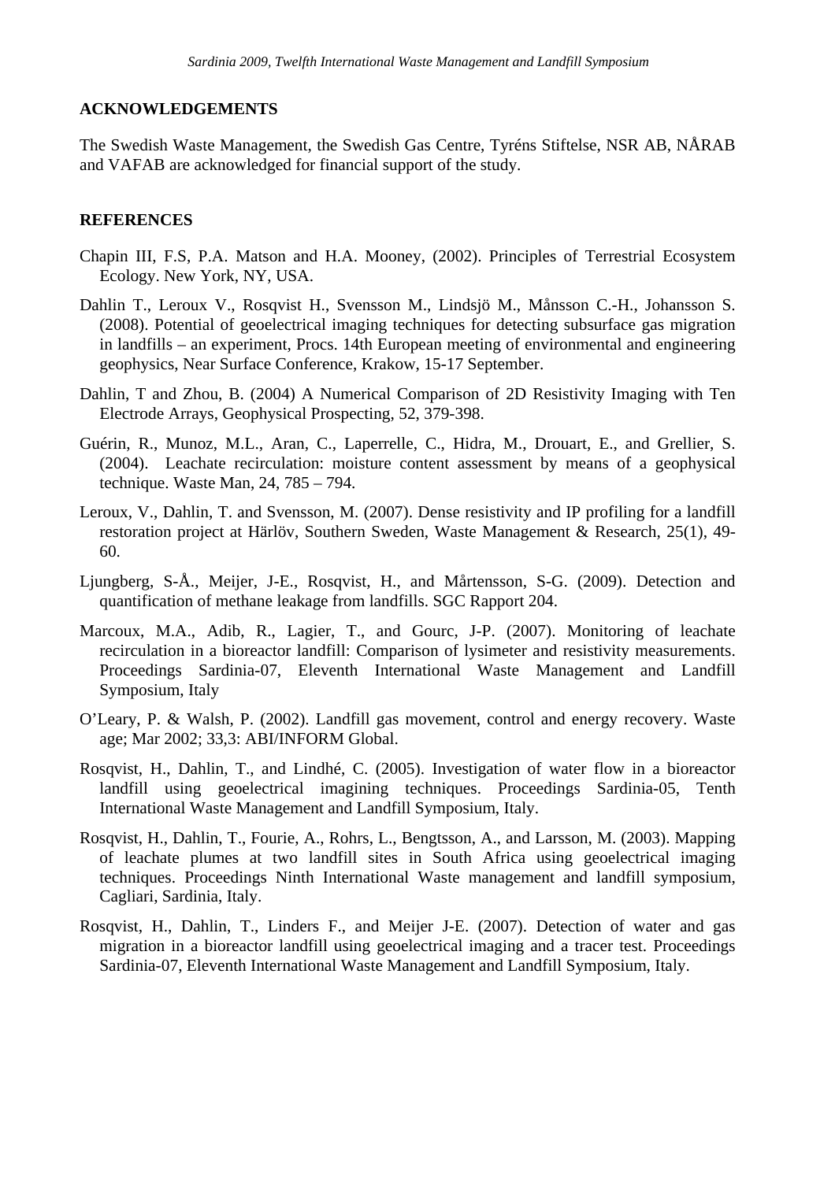## ACKNOWLEDGEMENTS

The Swedish Waste Management, the Swedish Gas Centre, Tyréns Stiftelse, NSR AB, NÅRAB and VAFAB are acknowledged for financial support of the study.

## REFERENCES

Chapin III, F.S, P.A. Matson and H.A. Mooney, (2002). Principles of Terrestrial Ecosystem Ecology. New York, NY, USA.

Dahlin T., Leroux V., Rosqvist H., Svensson M., Lindsjö M., Månsson C.-H., Johansson S. (2008). Potential of geoelectrical imaging techniques for detecting subsurface gas migration in landfills – an experiment, Procs. 14th European meeting of environmental and engineering geophysics, Near Surface Conference, Krakow, 15-17 September.

Dahlin, T and Zhou, B. (2004) A Numerical Comparison of 2D Resistivity Imaging with Ten Electrode Arrays, Geophysical Prospecting, 52, 379-398.

Guérin, R., Munoz, M.L., Aran, C., Laperrelle, C., Hidra, M., Drouart, E., and Grellier, S. (2004). Leachate recirculation: moisture content assessment by means of a geophysical technique. Waste Man, 24, 785 – 794.

Leroux, V., Dahlin, T. and Svensson, M. (2007). Dense resistivity and IP profiling for a landfill restoration project at Härlöv, Southern Sweden, Waste Management & Research, 25(1), 49-60.

Ljungberg, S-Å., Meijer, J-E., Rosqvist, H., and Mårtensson, S-G. (2009). Detection and quantification of methane leakage from landfills. SGC Rapport 204.

Marcoux, M.A., Adib, R., Lagier, T., and Gourc, J-P. (2007). Monitoring of leachate recirculation in a bioreactor landfill: Comparison of lysimeter and resistivity measurements. Proceedings Sardinia-07, Eleventh International Waste Management and Landfill Symposium, Italy

O'Leary, P. & Walsh, P. (2002). Landfill gas movement, control and energy recovery. Waste age; Mar 2002; 33,3: ABI/INFORM Global.

Rosqvist, H., Dahlin, T., and Lindhé, C. (2005). Investigation of water flow in a bioreactor landfill using geoelectrical imagining techniques. Proceedings Sardinia-05, Tenth International Waste Management and Landfill Symposium, Italy.

Rosqvist, H., Dahlin, T., Fourie, A., Rohrs, L., Bengtsson, A., and Larsson, M. (2003). Mapping of leachate plumes at two landfill sites in South Africa using geoelectrical imaging techniques. Proceedings Ninth International Waste management and landfill symposium, Cagliari, Sardinia, Italy.

Rosqvist, H., Dahlin, T., Linders F., and Meijer J-E. (2007). Detection of water and gas migration in a bioreactor landfill using geoelectrical imaging and a tracer test. Proceedings Sardinia-07, Eleventh International Waste Management and Landfill Symposium, Italy.